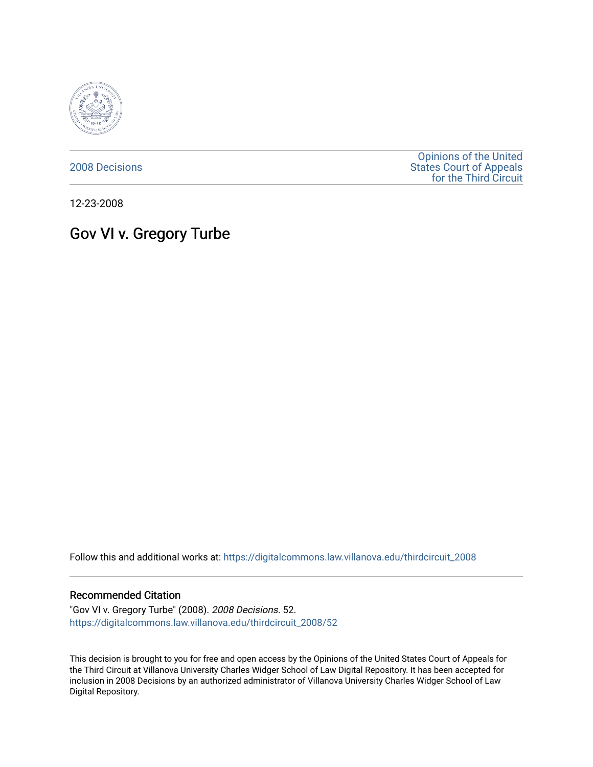2008 Decisions

Opinions of the United States Court of Appeals for the Third Circuit

12-23-2008

# Gov VI v. Gregory Turbe

Follow this and additional works at: https://digitalcommons.law.villanova.edu/thirdcircuit_2008

## Recommended Citation

"Gov VI v. Gregory Turbe" (2008). *2008 Decisions*. 52.
https://digitalcommons.law.villanova.edu/thirdcircuit_2008/52

This decision is brought to you for free and open access by the Opinions of the United States Court of Appeals for the Third Circuit at Villanova University Charles Widger School of Law Digital Repository. It has been accepted for inclusion in 2008 Decisions by an authorized administrator of Villanova University Charles Widger School of Law Digital Repository.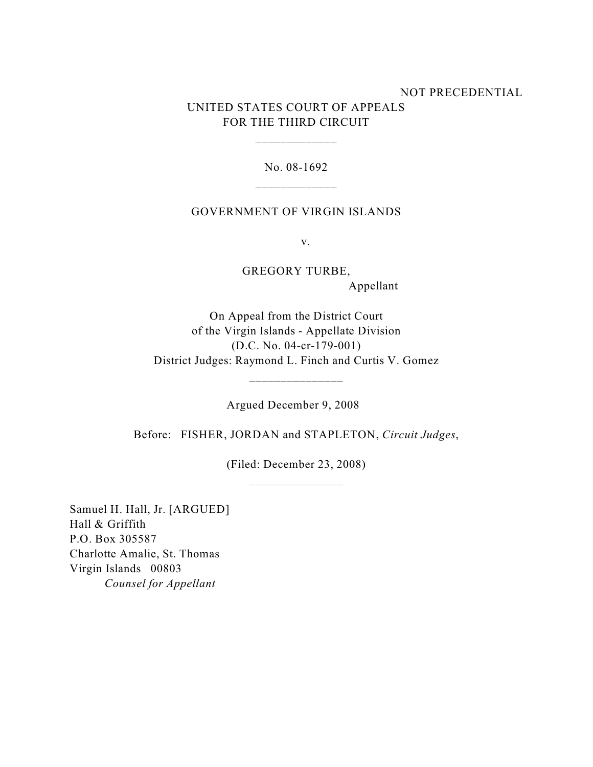NOT PRECEDENTIAL

UNITED STATES COURT OF APPEALS
FOR THE THIRD CIRCUIT

\_\_\_\_\_\_\_\_\_\_\_\_\_

No. 08-1692

\_\_\_\_\_\_\_\_\_\_\_\_\_

GOVERNMENT OF VIRGIN ISLANDS

v.

GREGORY TURBE,
Appellant

On Appeal from the District Court
of the Virgin Islands - Appellate Division
(D.C. No. 04-cr-179-001)
District Judges: Raymond L. Finch and Curtis V. Gomez

\_\_\_\_\_\_\_\_\_\_\_\_\_\_\_

Argued December 9, 2008

Before: FISHER, JORDAN and STAPLETON, *Circuit Judges*,

(Filed: December 23, 2008)

\_\_\_\_\_\_\_\_\_\_\_\_\_\_\_

Samuel H. Hall, Jr. [ARGUED]
Hall & Griffith
P.O. Box 305587
Charlotte Amalie, St. Thomas
Virgin Islands 00803
*Counsel for Appellant*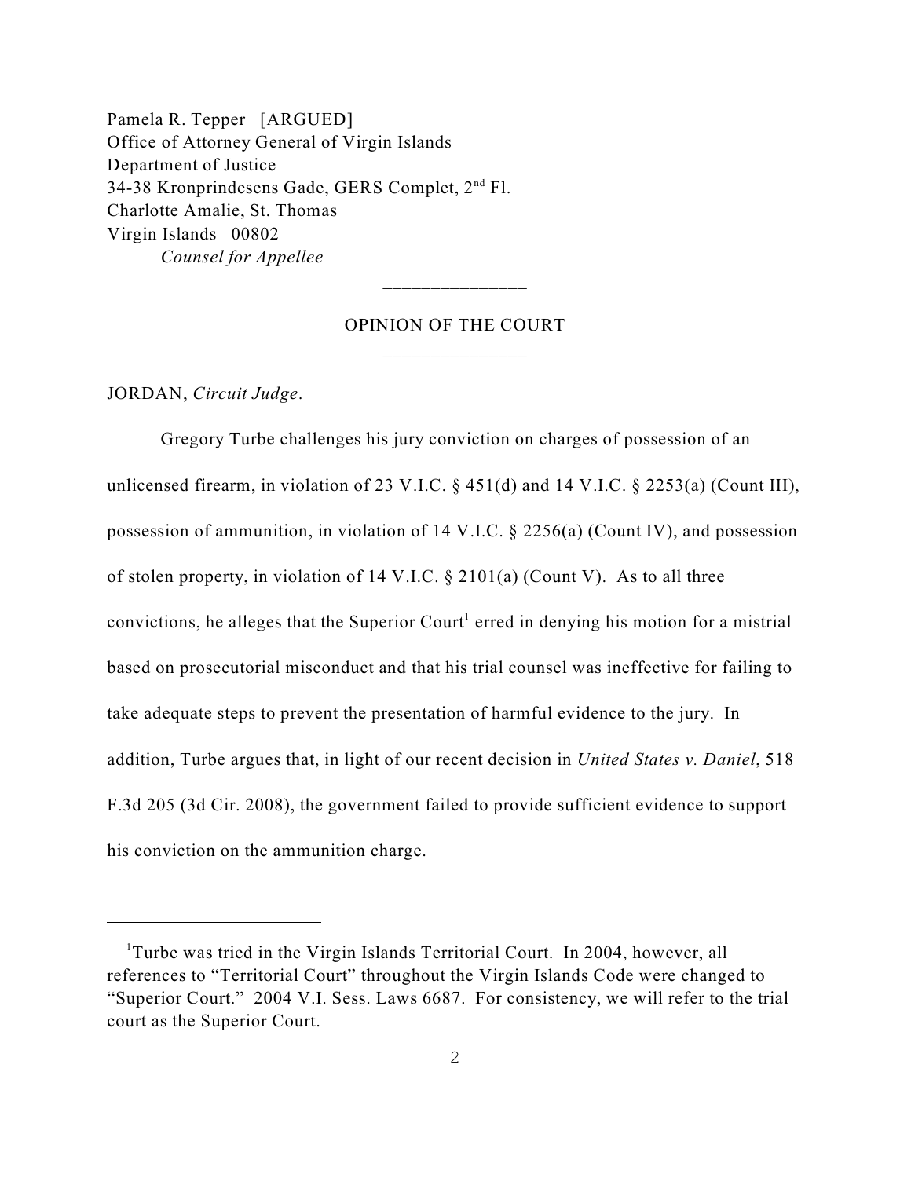Pamela R. Tepper [ARGUED]
Office of Attorney General of Virgin Islands
Department of Justice
34-38 Kronprindesens Gade, GERS Complet, 2nd Fl.
Charlotte Amalie, St. Thomas
Virgin Islands 00802
*Counsel for Appellee*

---

OPINION OF THE COURT

---

JORDAN, *Circuit Judge*.

Gregory Turbe challenges his jury conviction on charges of possession of an unlicensed firearm, in violation of 23 V.I.C. § 451(d) and 14 V.I.C. § 2253(a) (Count III), possession of ammunition, in violation of 14 V.I.C. § 2256(a) (Count IV), and possession of stolen property, in violation of 14 V.I.C. § 2101(a) (Count V). As to all three convictions, he alleges that the Superior Court[1] erred in denying his motion for a mistrial based on prosecutorial misconduct and that his trial counsel was ineffective for failing to take adequate steps to prevent the presentation of harmful evidence to the jury. In addition, Turbe argues that, in light of our recent decision in *United States v. Daniel*, 518 F.3d 205 (3d Cir. 2008), the government failed to provide sufficient evidence to support his conviction on the ammunition charge.

---

[1]Turbe was tried in the Virgin Islands Territorial Court. In 2004, however, all references to "Territorial Court" throughout the Virgin Islands Code were changed to "Superior Court." 2004 V.I. Sess. Laws 6687. For consistency, we will refer to the trial court as the Superior Court.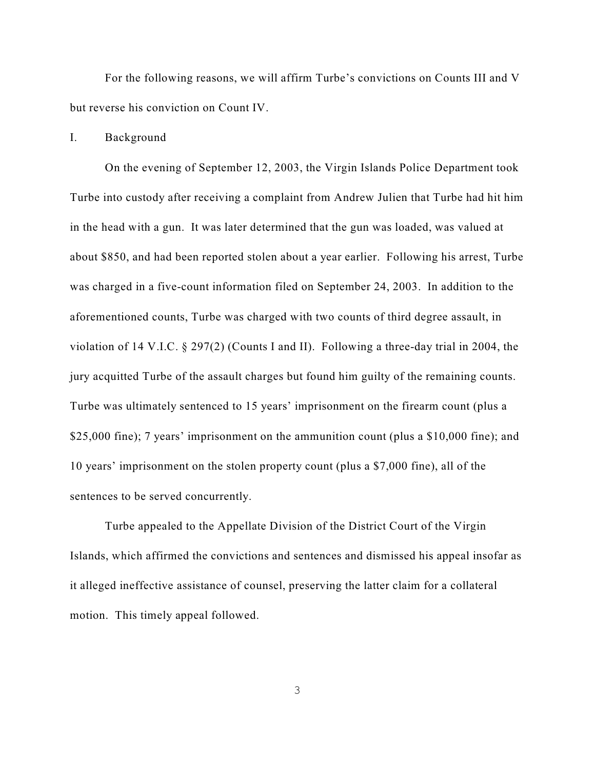For the following reasons, we will affirm Turbe's convictions on Counts III and V but reverse his conviction on Count IV.

## I. Background

On the evening of September 12, 2003, the Virgin Islands Police Department took Turbe into custody after receiving a complaint from Andrew Julien that Turbe had hit him in the head with a gun. It was later determined that the gun was loaded, was valued at about $850, and had been reported stolen about a year earlier. Following his arrest, Turbe was charged in a five-count information filed on September 24, 2003. In addition to the aforementioned counts, Turbe was charged with two counts of third degree assault, in violation of 14 V.I.C. § 297(2) (Counts I and II). Following a three-day trial in 2004, the jury acquitted Turbe of the assault charges but found him guilty of the remaining counts. Turbe was ultimately sentenced to 15 years' imprisonment on the firearm count (plus a $25,000 fine); 7 years' imprisonment on the ammunition count (plus a $10,000 fine); and 10 years' imprisonment on the stolen property count (plus a $7,000 fine), all of the sentences to be served concurrently.

Turbe appealed to the Appellate Division of the District Court of the Virgin Islands, which affirmed the convictions and sentences and dismissed his appeal insofar as it alleged ineffective assistance of counsel, preserving the latter claim for a collateral motion. This timely appeal followed.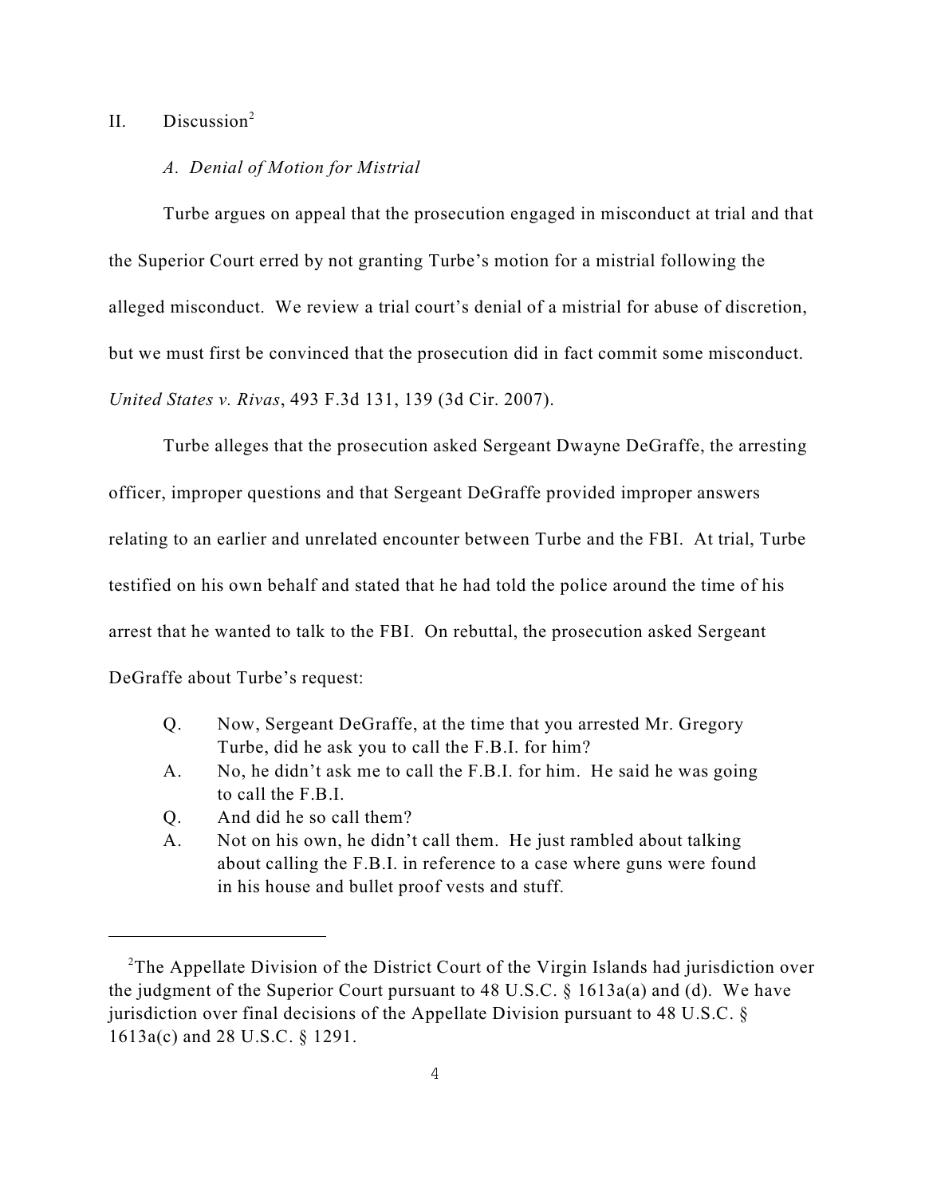## II. Discussion[2]

### *A. Denial of Motion for Mistrial*

Turbe argues on appeal that the prosecution engaged in misconduct at trial and that the Superior Court erred by not granting Turbe's motion for a mistrial following the alleged misconduct. We review a trial court's denial of a mistrial for abuse of discretion, but we must first be convinced that the prosecution did in fact commit some misconduct. *United States v. Rivas*, 493 F.3d 131, 139 (3d Cir. 2007).

Turbe alleges that the prosecution asked Sergeant Dwayne DeGraffe, the arresting officer, improper questions and that Sergeant DeGraffe provided improper answers relating to an earlier and unrelated encounter between Turbe and the FBI. At trial, Turbe testified on his own behalf and stated that he had told the police around the time of his arrest that he wanted to talk to the FBI. On rebuttal, the prosecution asked Sergeant DeGraffe about Turbe's request:

> Q. Now, Sergeant DeGraffe, at the time that you arrested Mr. Gregory Turbe, did he ask you to call the F.B.I. for him?
>
> A. No, he didn't ask me to call the F.B.I. for him. He said he was going to call the F.B.I.
>
> Q. And did he so call them?
>
> A. Not on his own, he didn't call them. He just rambled about talking about calling the F.B.I. in reference to a case where guns were found in his house and bullet proof vests and stuff.

---

[2] The Appellate Division of the District Court of the Virgin Islands had jurisdiction over the judgment of the Superior Court pursuant to 48 U.S.C. § 1613a(a) and (d). We have jurisdiction over final decisions of the Appellate Division pursuant to 48 U.S.C. § 1613a(c) and 28 U.S.C. § 1291.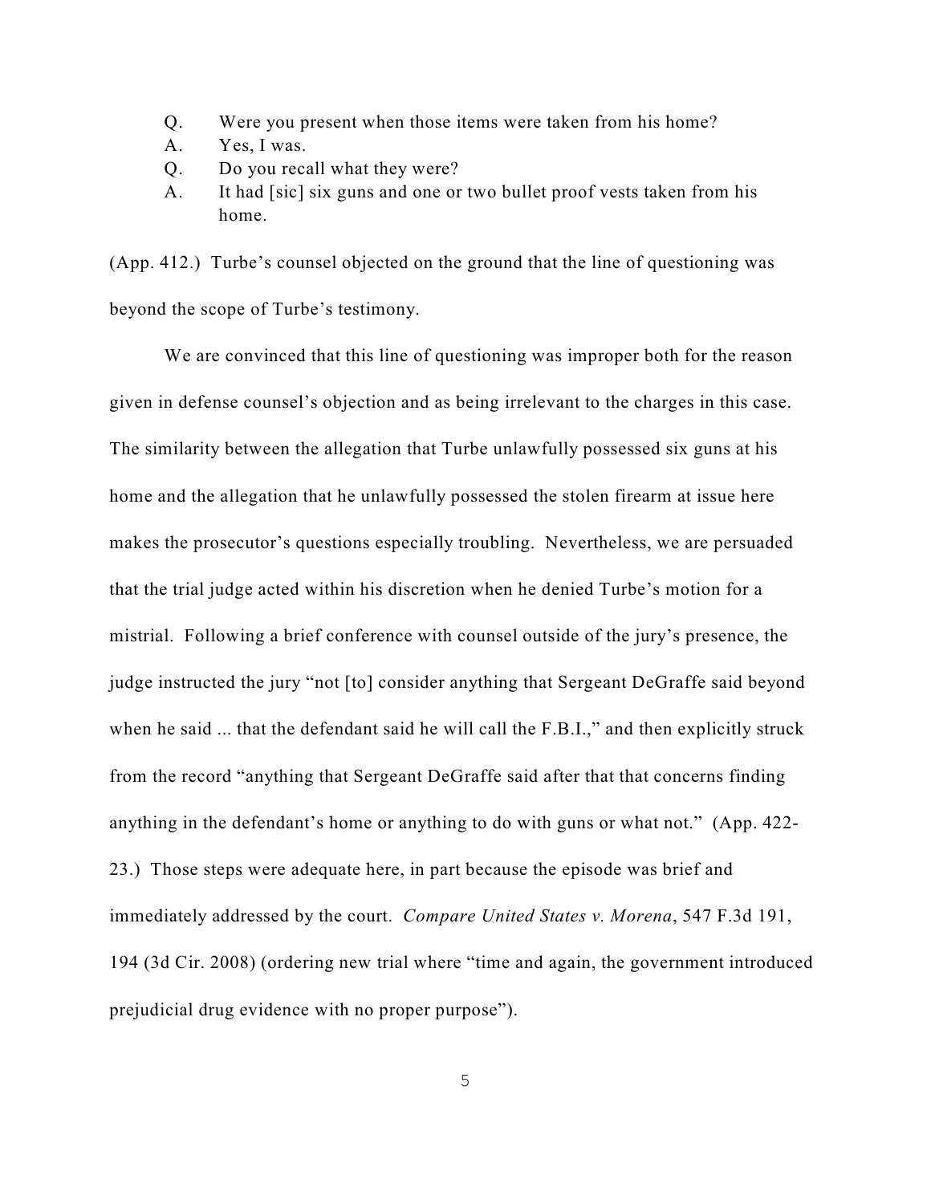Q. Were you present when those items were taken from his home?

A. Yes, I was.

Q. Do you recall what they were?

A. It had [sic] six guns and one or two bullet proof vests taken from his home.

(App. 412.) Turbe's counsel objected on the ground that the line of questioning was beyond the scope of Turbe's testimony.

We are convinced that this line of questioning was improper both for the reason given in defense counsel's objection and as being irrelevant to the charges in this case. The similarity between the allegation that Turbe unlawfully possessed six guns at his home and the allegation that he unlawfully possessed the stolen firearm at issue here makes the prosecutor's questions especially troubling. Nevertheless, we are persuaded that the trial judge acted within his discretion when he denied Turbe's motion for a mistrial. Following a brief conference with counsel outside of the jury's presence, the judge instructed the jury "not [to] consider anything that Sergeant DeGraffe said beyond when he said ... that the defendant said he will call the F.B.I.," and then explicitly struck from the record "anything that Sergeant DeGraffe said after that that concerns finding anything in the defendant's home or anything to do with guns or what not." (App. 422-23.) Those steps were adequate here, in part because the episode was brief and immediately addressed by the court. *Compare United States v. Morena*, 547 F.3d 191, 194 (3d Cir. 2008) (ordering new trial where "time and again, the government introduced prejudicial drug evidence with no proper purpose").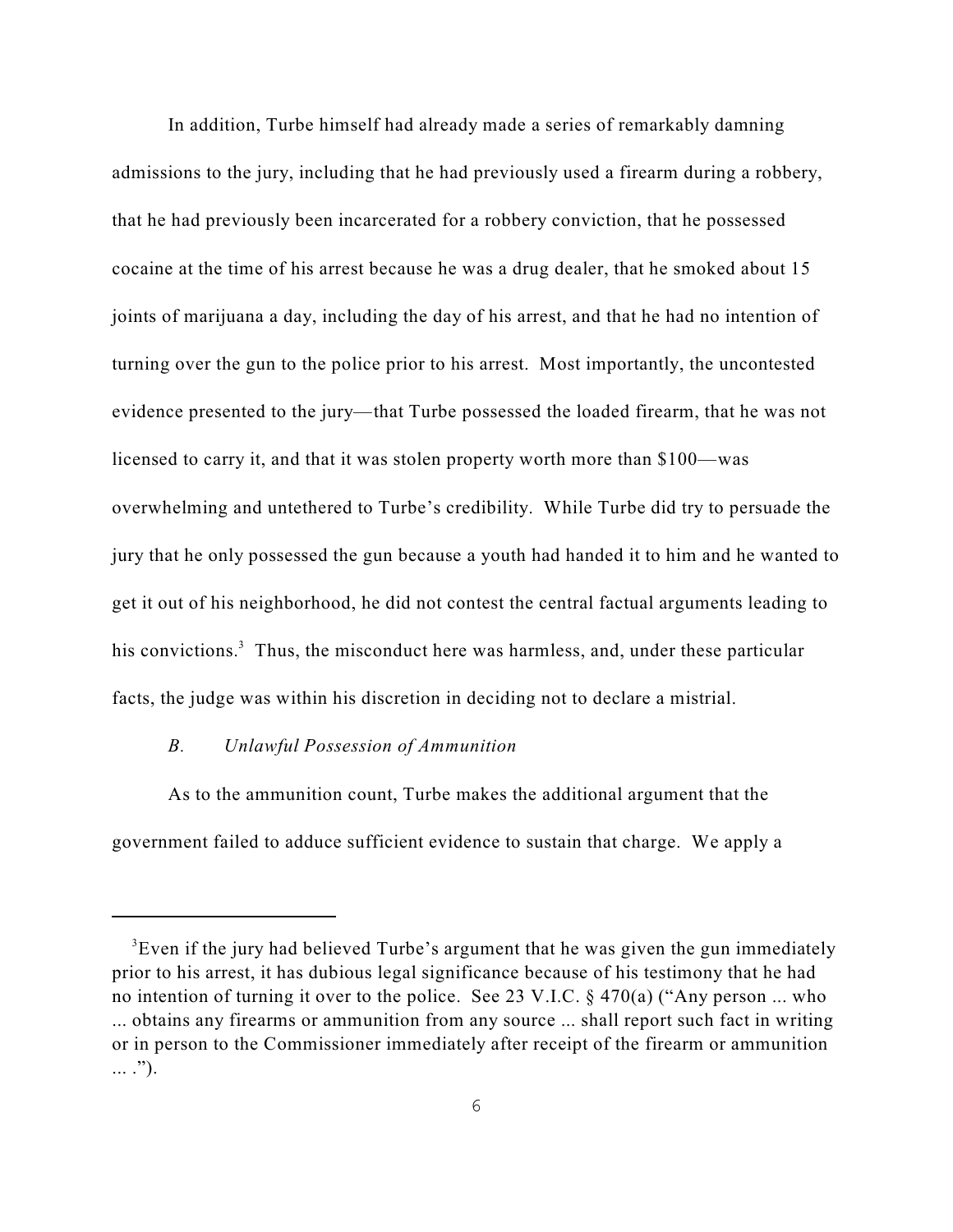In addition, Turbe himself had already made a series of remarkably damning admissions to the jury, including that he had previously used a firearm during a robbery, that he had previously been incarcerated for a robbery conviction, that he possessed cocaine at the time of his arrest because he was a drug dealer, that he smoked about 15 joints of marijuana a day, including the day of his arrest, and that he had no intention of turning over the gun to the police prior to his arrest. Most importantly, the uncontested evidence presented to the jury—that Turbe possessed the loaded firearm, that he was not licensed to carry it, and that it was stolen property worth more than $100—was overwhelming and untethered to Turbe's credibility. While Turbe did try to persuade the jury that he only possessed the gun because a youth had handed it to him and he wanted to get it out of his neighborhood, he did not contest the central factual arguments leading to his convictions.[3] Thus, the misconduct here was harmless, and, under these particular facts, the judge was within his discretion in deciding not to declare a mistrial.

### *B. Unlawful Possession of Ammunition*

As to the ammunition count, Turbe makes the additional argument that the government failed to adduce sufficient evidence to sustain that charge. We apply a

---

[3] Even if the jury had believed Turbe's argument that he was given the gun immediately prior to his arrest, it has dubious legal significance because of his testimony that he had no intention of turning it over to the police. See 23 V.I.C. § 470(a) ("Any person ... who ... obtains any firearms or ammunition from any source ... shall report such fact in writing or in person to the Commissioner immediately after receipt of the firearm or ammunition ... .").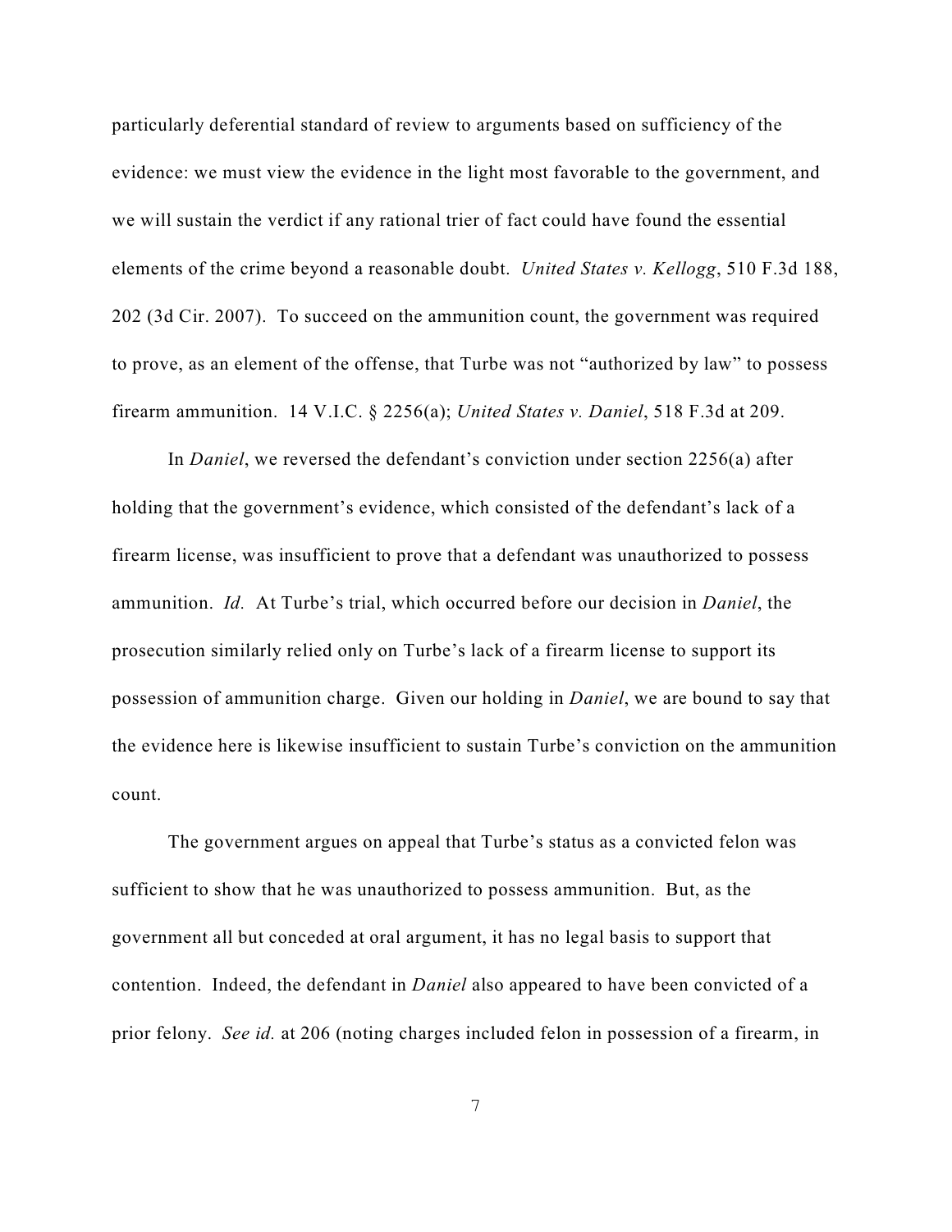particularly deferential standard of review to arguments based on sufficiency of the evidence: we must view the evidence in the light most favorable to the government, and we will sustain the verdict if any rational trier of fact could have found the essential elements of the crime beyond a reasonable doubt. *United States v. Kellogg*, 510 F.3d 188, 202 (3d Cir. 2007). To succeed on the ammunition count, the government was required to prove, as an element of the offense, that Turbe was not "authorized by law" to possess firearm ammunition. 14 V.I.C. § 2256(a); *United States v. Daniel*, 518 F.3d at 209.

In *Daniel*, we reversed the defendant's conviction under section 2256(a) after holding that the government's evidence, which consisted of the defendant's lack of a firearm license, was insufficient to prove that a defendant was unauthorized to possess ammunition. *Id.* At Turbe's trial, which occurred before our decision in *Daniel*, the prosecution similarly relied only on Turbe's lack of a firearm license to support its possession of ammunition charge. Given our holding in *Daniel*, we are bound to say that the evidence here is likewise insufficient to sustain Turbe's conviction on the ammunition count.

The government argues on appeal that Turbe's status as a convicted felon was sufficient to show that he was unauthorized to possess ammunition. But, as the government all but conceded at oral argument, it has no legal basis to support that contention. Indeed, the defendant in *Daniel* also appeared to have been convicted of a prior felony. *See id.* at 206 (noting charges included felon in possession of a firearm, in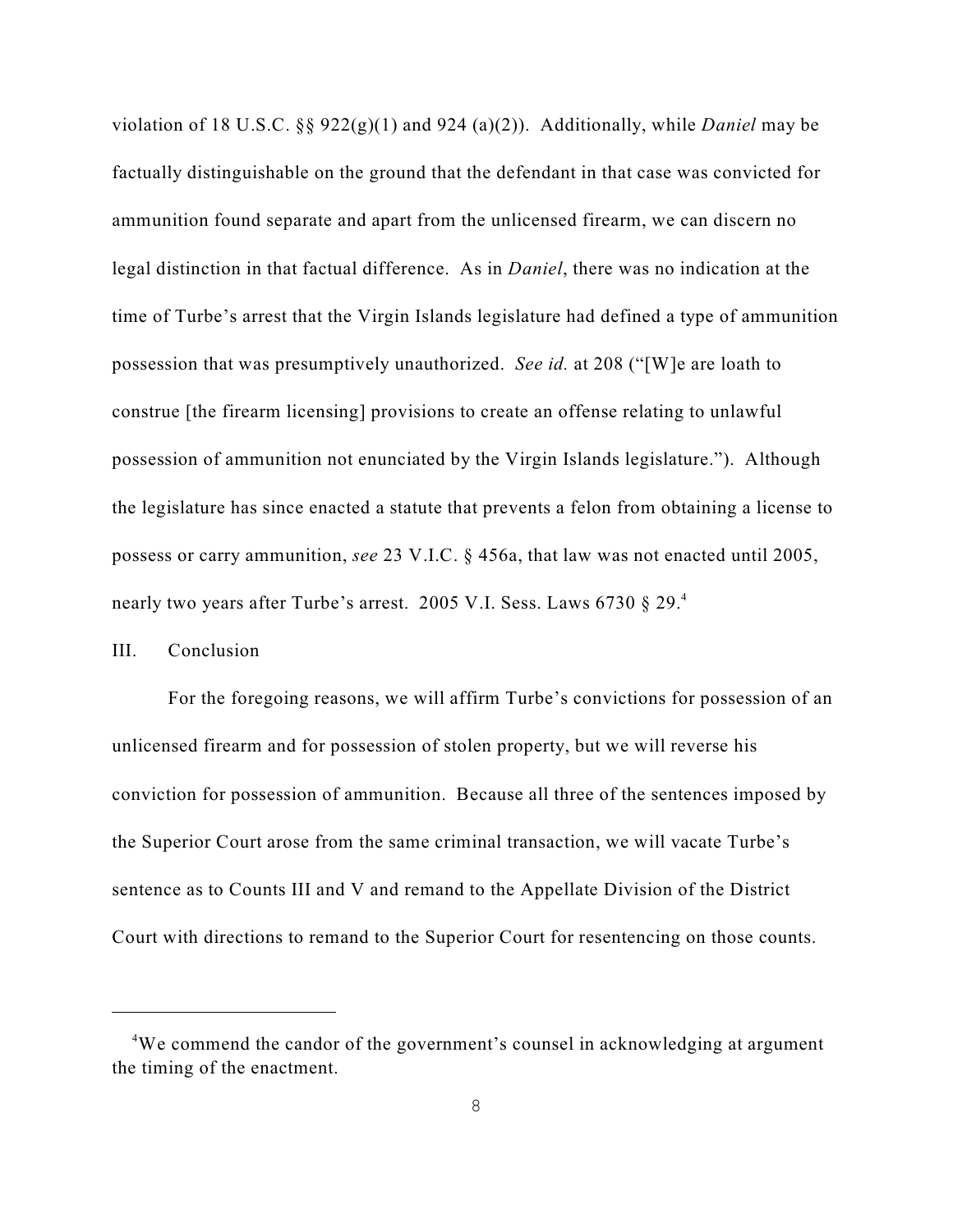violation of 18 U.S.C. §§ 922(g)(1) and 924 (a)(2)). Additionally, while *Daniel* may be factually distinguishable on the ground that the defendant in that case was convicted for ammunition found separate and apart from the unlicensed firearm, we can discern no legal distinction in that factual difference. As in *Daniel*, there was no indication at the time of Turbe's arrest that the Virgin Islands legislature had defined a type of ammunition possession that was presumptively unauthorized. *See id.* at 208 ("[W]e are loath to construe [the firearm licensing] provisions to create an offense relating to unlawful possession of ammunition not enunciated by the Virgin Islands legislature."). Although the legislature has since enacted a statute that prevents a felon from obtaining a license to possess or carry ammunition, *see* 23 V.I.C. § 456a, that law was not enacted until 2005, nearly two years after Turbe's arrest. 2005 V.I. Sess. Laws 6730 § 29.[4]

III. Conclusion

For the foregoing reasons, we will affirm Turbe's convictions for possession of an unlicensed firearm and for possession of stolen property, but we will reverse his conviction for possession of ammunition. Because all three of the sentences imposed by the Superior Court arose from the same criminal transaction, we will vacate Turbe's sentence as to Counts III and V and remand to the Appellate Division of the District Court with directions to remand to the Superior Court for resentencing on those counts.

---

[4]We commend the candor of the government's counsel in acknowledging at argument the timing of the enactment.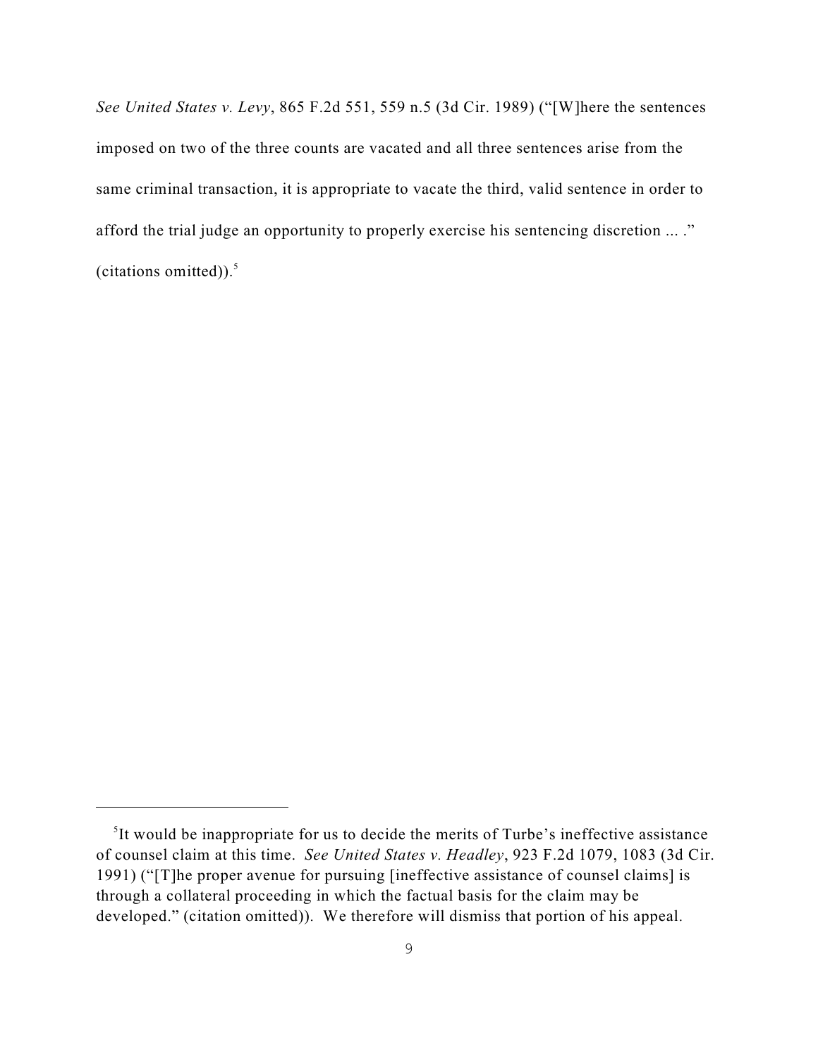*See United States v. Levy*, 865 F.2d 551, 559 n.5 (3d Cir. 1989) ("[W]here the sentences imposed on two of the three counts are vacated and all three sentences arise from the same criminal transaction, it is appropriate to vacate the third, valid sentence in order to afford the trial judge an opportunity to properly exercise his sentencing discretion ... ." (citations omitted)).[5]

---

[5]It would be inappropriate for us to decide the merits of Turbe's ineffective assistance of counsel claim at this time. *See United States v. Headley*, 923 F.2d 1079, 1083 (3d Cir. 1991) ("[T]he proper avenue for pursuing [ineffective assistance of counsel claims] is through a collateral proceeding in which the factual basis for the claim may be developed." (citation omitted)). We therefore will dismiss that portion of his appeal.